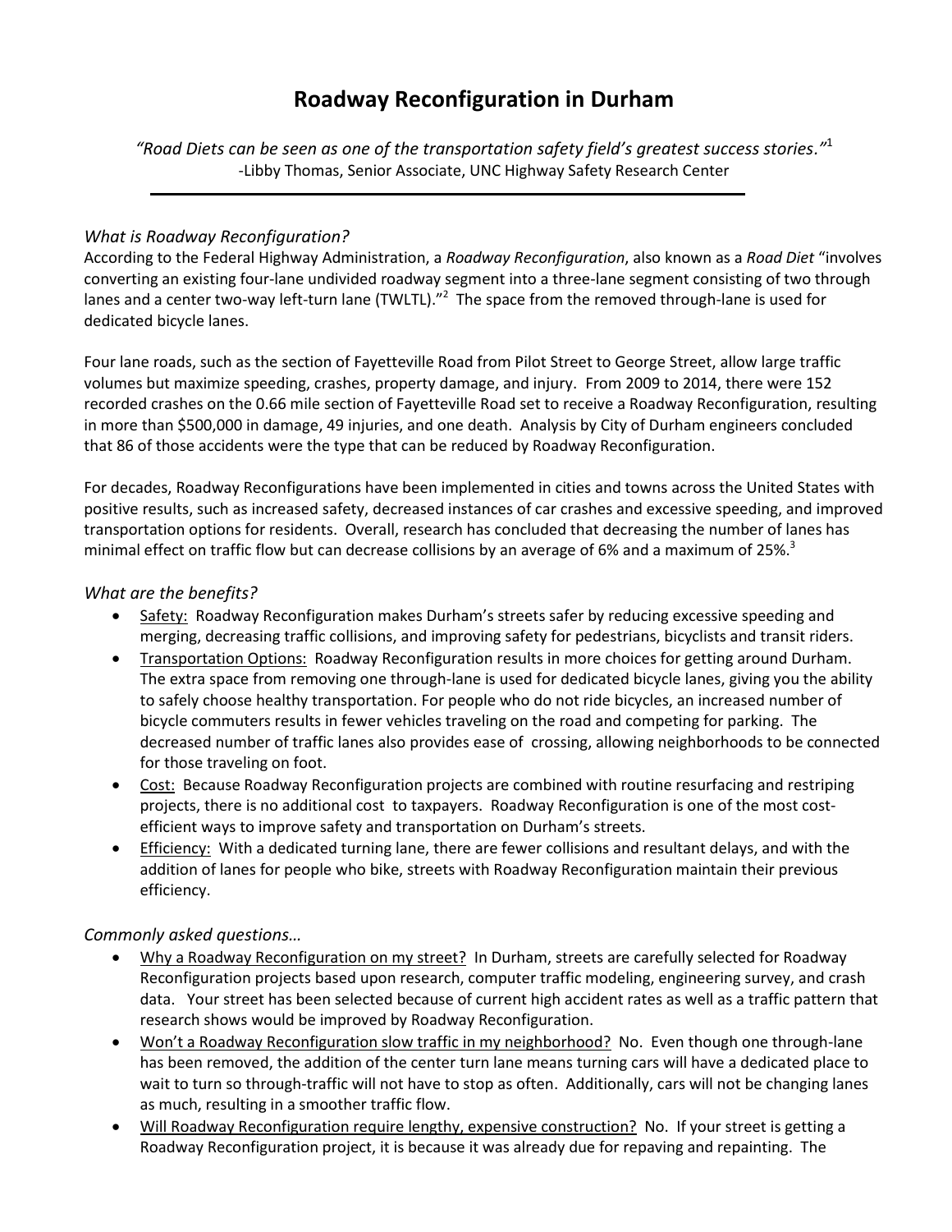# Roadway Reconfiguration in Durham

*"Road Diets can be seen as one of the transportation safety field's greatest success stories."*[1]
-Libby Thomas, Senior Associate, UNC Highway Safety Research Center

---

### *What is Roadway Reconfiguration?*

According to the Federal Highway Administration, a *Roadway Reconfiguration*, also known as a *Road Diet* "involves converting an existing four-lane undivided roadway segment into a three-lane segment consisting of two through lanes and a center two-way left-turn lane (TWLTL)."[2] The space from the removed through-lane is used for dedicated bicycle lanes.

Four lane roads, such as the section of Fayetteville Road from Pilot Street to George Street, allow large traffic volumes but maximize speeding, crashes, property damage, and injury. From 2009 to 2014, there were 152 recorded crashes on the 0.66 mile section of Fayetteville Road set to receive a Roadway Reconfiguration, resulting in more than $500,000 in damage, 49 injuries, and one death. Analysis by City of Durham engineers concluded that 86 of those accidents were the type that can be reduced by Roadway Reconfiguration.

For decades, Roadway Reconfigurations have been implemented in cities and towns across the United States with positive results, such as increased safety, decreased instances of car crashes and excessive speeding, and improved transportation options for residents. Overall, research has concluded that decreasing the number of lanes has minimal effect on traffic flow but can decrease collisions by an average of 6% and a maximum of 25%.[3]

### *What are the benefits?*

- <u>Safety:</u> Roadway Reconfiguration makes Durham's streets safer by reducing excessive speeding and merging, decreasing traffic collisions, and improving safety for pedestrians, bicyclists and transit riders.
- <u>Transportation Options:</u> Roadway Reconfiguration results in more choices for getting around Durham. The extra space from removing one through-lane is used for dedicated bicycle lanes, giving you the ability to safely choose healthy transportation. For people who do not ride bicycles, an increased number of bicycle commuters results in fewer vehicles traveling on the road and competing for parking. The decreased number of traffic lanes also provides ease of crossing, allowing neighborhoods to be connected for those traveling on foot.
- <u>Cost:</u> Because Roadway Reconfiguration projects are combined with routine resurfacing and restriping projects, there is no additional cost to taxpayers. Roadway Reconfiguration is one of the most cost-efficient ways to improve safety and transportation on Durham's streets.
- <u>Efficiency:</u> With a dedicated turning lane, there are fewer collisions and resultant delays, and with the addition of lanes for people who bike, streets with Roadway Reconfiguration maintain their previous efficiency.

### *Commonly asked questions…*

- <u>Why a Roadway Reconfiguration on my street?</u> In Durham, streets are carefully selected for Roadway Reconfiguration projects based upon research, computer traffic modeling, engineering survey, and crash data. Your street has been selected because of current high accident rates as well as a traffic pattern that research shows would be improved by Roadway Reconfiguration.
- <u>Won't a Roadway Reconfiguration slow traffic in my neighborhood?</u> No. Even though one through-lane has been removed, the addition of the center turn lane means turning cars will have a dedicated place to wait to turn so through-traffic will not have to stop as often. Additionally, cars will not be changing lanes as much, resulting in a smoother traffic flow.
- <u>Will Roadway Reconfiguration require lengthy, expensive construction?</u> No. If your street is getting a Roadway Reconfiguration project, it is because it was already due for repaving and repainting. The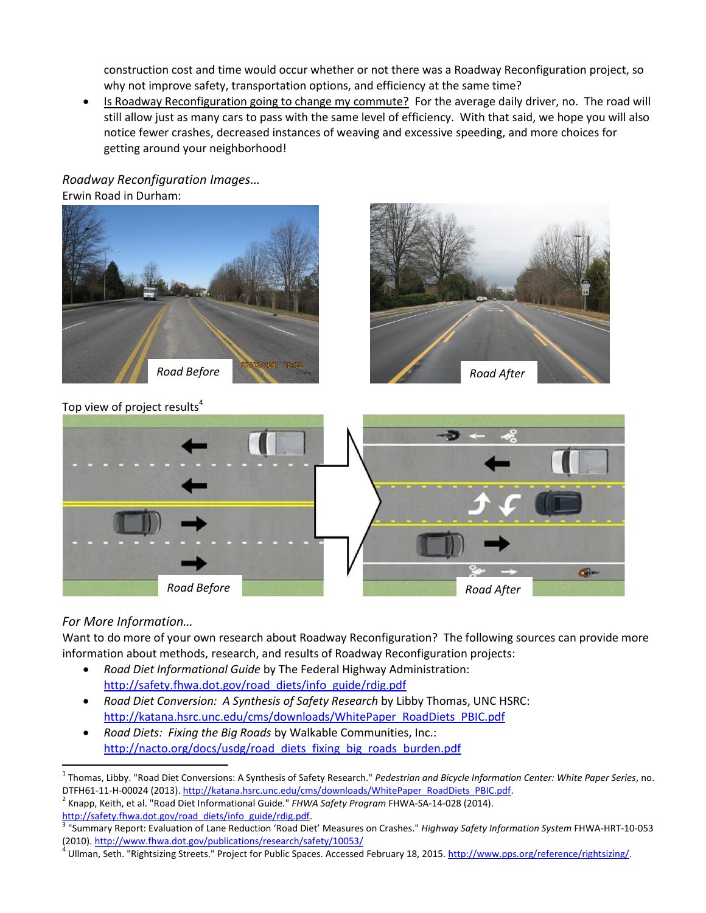construction cost and time would occur whether or not there was a Roadway Reconfiguration project, so why not improve safety, transportation options, and efficiency at the same time?

- Is Roadway Reconfiguration going to change my commute? For the average daily driver, no. The road will still allow just as many cars to pass with the same level of efficiency. With that said, we hope you will also notice fewer crashes, decreased instances of weaving and excessive speeding, and more choices for getting around your neighborhood!

*Roadway Reconfiguration Images…*

Erwin Road in Durham:

Road Before

Road After

Top view of project results[4]

Road Before

Road After

*For More Information…*

Want to do more of your own research about Roadway Reconfiguration? The following sources can provide more information about methods, research, and results of Roadway Reconfiguration projects:

- *Road Diet Informational Guide* by The Federal Highway Administration: http://safety.fhwa.dot.gov/road_diets/info_guide/rdig.pdf
- *Road Diet Conversion: A Synthesis of Safety Research* by Libby Thomas, UNC HSRC: http://katana.hsrc.unc.edu/cms/downloads/WhitePaper_RoadDiets_PBIC.pdf
- *Road Diets: Fixing the Big Roads* by Walkable Communities, Inc.: http://nacto.org/docs/usdg/road_diets_fixing_big_roads_burden.pdf

---

[1] Thomas, Libby. "Road Diet Conversions: A Synthesis of Safety Research." *Pedestrian and Bicycle Information Center: White Paper Series*, no. DTFH61-11-H-00024 (2013). http://katana.hsrc.unc.edu/cms/downloads/WhitePaper_RoadDiets_PBIC.pdf.

[2] Knapp, Keith, et al. "Road Diet Informational Guide." *FHWA Safety Program* FHWA-SA-14-028 (2014). http://safety.fhwa.dot.gov/road_diets/info_guide/rdig.pdf.

[3] "Summary Report: Evaluation of Lane Reduction 'Road Diet' Measures on Crashes." *Highway Safety Information System* FHWA-HRT-10-053 (2010). http://www.fhwa.dot.gov/publications/research/safety/10053/

[4] Ullman, Seth. "Rightsizing Streets." Project for Public Spaces. Accessed February 18, 2015. http://www.pps.org/reference/rightsizing/.